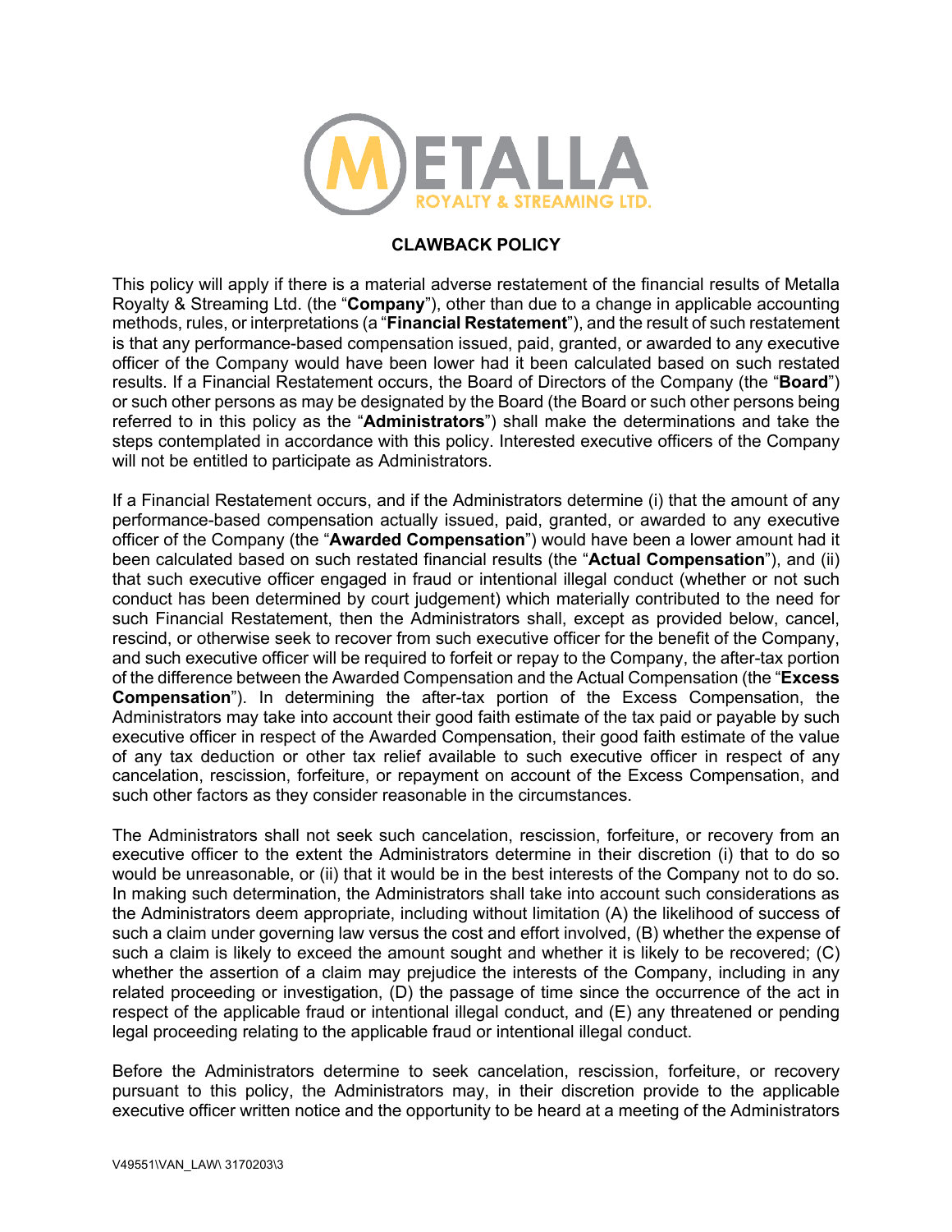# CLAWBACK POLICY

This policy will apply if there is a material adverse restatement of the financial results of Metalla Royalty & Streaming Ltd. (the "**Company**"), other than due to a change in applicable accounting methods, rules, or interpretations (a "**Financial Restatement**"), and the result of such restatement is that any performance-based compensation issued, paid, granted, or awarded to any executive officer of the Company would have been lower had it been calculated based on such restated results. If a Financial Restatement occurs, the Board of Directors of the Company (the "**Board**") or such other persons as may be designated by the Board (the Board or such other persons being referred to in this policy as the "**Administrators**") shall make the determinations and take the steps contemplated in accordance with this policy. Interested executive officers of the Company will not be entitled to participate as Administrators.

If a Financial Restatement occurs, and if the Administrators determine (i) that the amount of any performance-based compensation actually issued, paid, granted, or awarded to any executive officer of the Company (the "**Awarded Compensation**") would have been a lower amount had it been calculated based on such restated financial results (the "**Actual Compensation**"), and (ii) that such executive officer engaged in fraud or intentional illegal conduct (whether or not such conduct has been determined by court judgement) which materially contributed to the need for such Financial Restatement, then the Administrators shall, except as provided below, cancel, rescind, or otherwise seek to recover from such executive officer for the benefit of the Company, and such executive officer will be required to forfeit or repay to the Company, the after-tax portion of the difference between the Awarded Compensation and the Actual Compensation (the "**Excess Compensation**"). In determining the after-tax portion of the Excess Compensation, the Administrators may take into account their good faith estimate of the tax paid or payable by such executive officer in respect of the Awarded Compensation, their good faith estimate of the value of any tax deduction or other tax relief available to such executive officer in respect of any cancelation, rescission, forfeiture, or repayment on account of the Excess Compensation, and such other factors as they consider reasonable in the circumstances.

The Administrators shall not seek such cancelation, rescission, forfeiture, or recovery from an executive officer to the extent the Administrators determine in their discretion (i) that to do so would be unreasonable, or (ii) that it would be in the best interests of the Company not to do so. In making such determination, the Administrators shall take into account such considerations as the Administrators deem appropriate, including without limitation (A) the likelihood of success of such a claim under governing law versus the cost and effort involved, (B) whether the expense of such a claim is likely to exceed the amount sought and whether it is likely to be recovered; (C) whether the assertion of a claim may prejudice the interests of the Company, including in any related proceeding or investigation, (D) the passage of time since the occurrence of the act in respect of the applicable fraud or intentional illegal conduct, and (E) any threatened or pending legal proceeding relating to the applicable fraud or intentional illegal conduct.

Before the Administrators determine to seek cancelation, rescission, forfeiture, or recovery pursuant to this policy, the Administrators may, in their discretion provide to the applicable executive officer written notice and the opportunity to be heard at a meeting of the Administrators

V49551\VAN_LAW\ 3170203\3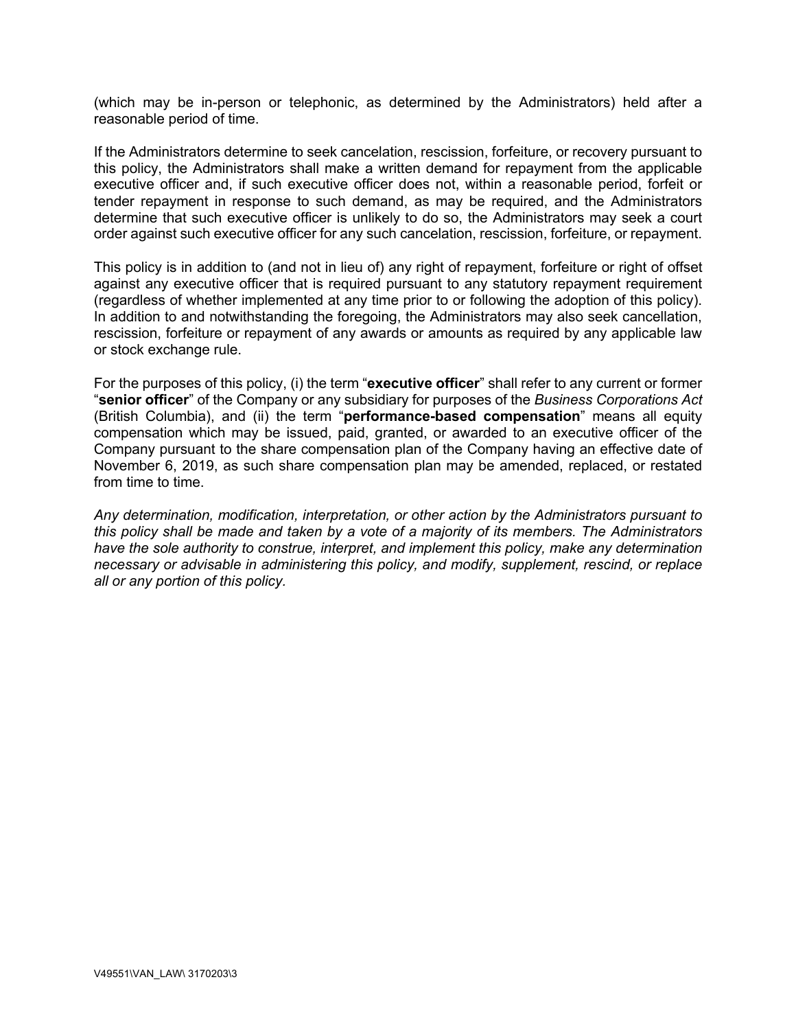(which may be in-person or telephonic, as determined by the Administrators) held after a reasonable period of time.

If the Administrators determine to seek cancelation, rescission, forfeiture, or recovery pursuant to this policy, the Administrators shall make a written demand for repayment from the applicable executive officer and, if such executive officer does not, within a reasonable period, forfeit or tender repayment in response to such demand, as may be required, and the Administrators determine that such executive officer is unlikely to do so, the Administrators may seek a court order against such executive officer for any such cancelation, rescission, forfeiture, or repayment.

This policy is in addition to (and not in lieu of) any right of repayment, forfeiture or right of offset against any executive officer that is required pursuant to any statutory repayment requirement (regardless of whether implemented at any time prior to or following the adoption of this policy). In addition to and notwithstanding the foregoing, the Administrators may also seek cancellation, rescission, forfeiture or repayment of any awards or amounts as required by any applicable law or stock exchange rule.

For the purposes of this policy, (i) the term "**executive officer**" shall refer to any current or former "**senior officer**" of the Company or any subsidiary for purposes of the *Business Corporations Act* (British Columbia), and (ii) the term "**performance-based compensation**" means all equity compensation which may be issued, paid, granted, or awarded to an executive officer of the Company pursuant to the share compensation plan of the Company having an effective date of November 6, 2019, as such share compensation plan may be amended, replaced, or restated from time to time.

*Any determination, modification, interpretation, or other action by the Administrators pursuant to this policy shall be made and taken by a vote of a majority of its members. The Administrators have the sole authority to construe, interpret, and implement this policy, make any determination necessary or advisable in administering this policy, and modify, supplement, rescind, or replace all or any portion of this policy.*

V49551\VAN_LAW\ 3170203\3